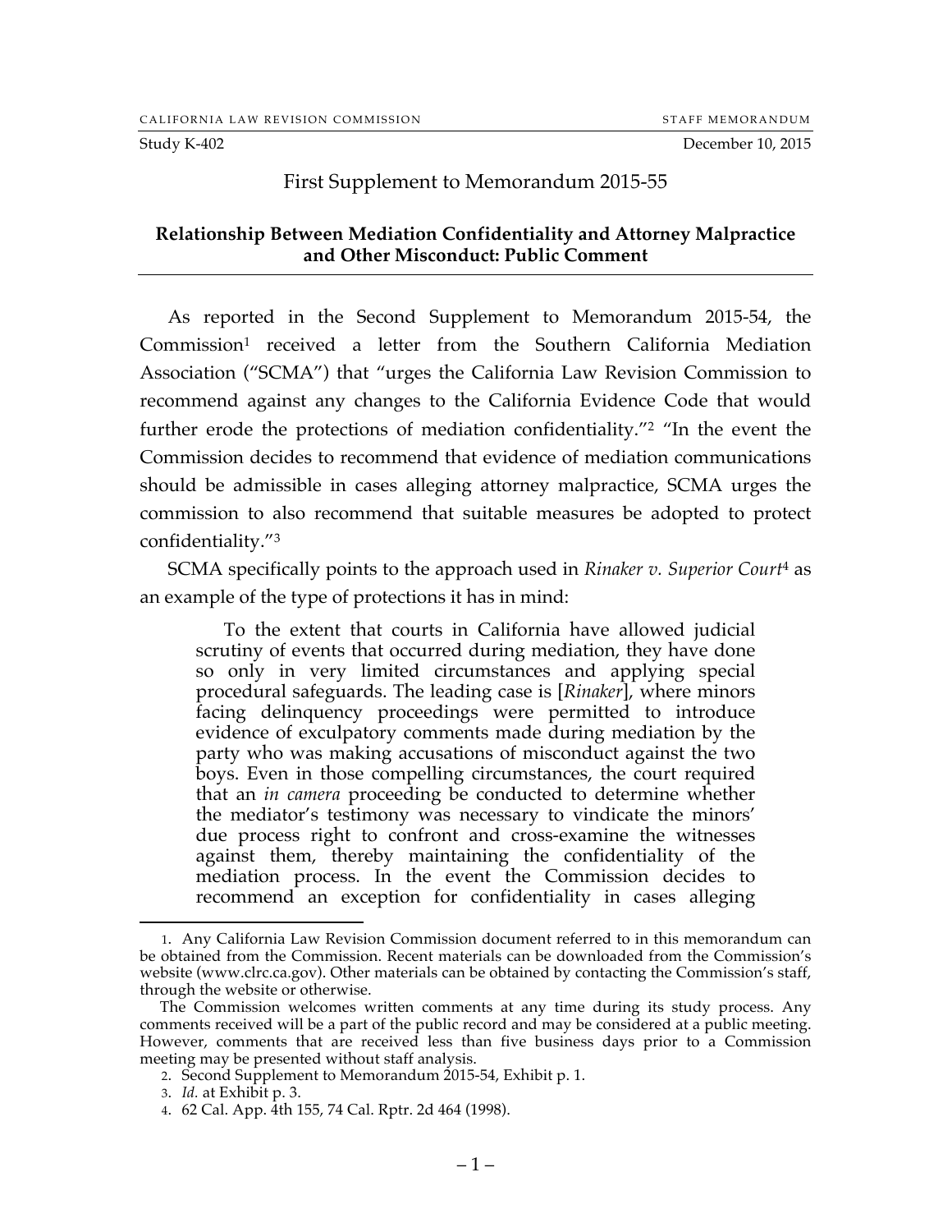CALIFORNIA LAW REVISION COMMISSION STAFF MEMORANDUM

Study K-402 December 10, 2015

# First Supplement to Memorandum 2015-55

## Relationship Between Mediation Confidentiality and Attorney Malpractice and Other Misconduct: Public Comment

As reported in the Second Supplement to Memorandum 2015-54, the Commission[1] received a letter from the Southern California Mediation Association ("SCMA") that "urges the California Law Revision Commission to recommend against any changes to the California Evidence Code that would further erode the protections of mediation confidentiality."[2] "In the event the Commission decides to recommend that evidence of mediation communications should be admissible in cases alleging attorney malpractice, SCMA urges the commission to also recommend that suitable measures be adopted to protect confidentiality."[3]

SCMA specifically points to the approach used in *Rinaker v. Superior Court*[4] as an example of the type of protections it has in mind:

> To the extent that courts in California have allowed judicial scrutiny of events that occurred during mediation, they have done so only in very limited circumstances and applying special procedural safeguards. The leading case is [*Rinaker*], where minors facing delinquency proceedings were permitted to introduce evidence of exculpatory comments made during mediation by the party who was making accusations of misconduct against the two boys. Even in those compelling circumstances, the court required that an *in camera* proceeding be conducted to determine whether the mediator's testimony was necessary to vindicate the minors' due process right to confront and cross-examine the witnesses against them, thereby maintaining the confidentiality of the mediation process. In the event the Commission decides to recommend an exception for confidentiality in cases alleging

---

1. Any California Law Revision Commission document referred to in this memorandum can be obtained from the Commission. Recent materials can be downloaded from the Commission's website (www.clrc.ca.gov). Other materials can be obtained by contacting the Commission's staff, through the website or otherwise.

The Commission welcomes written comments at any time during its study process. Any comments received will be a part of the public record and may be considered at a public meeting. However, comments that are received less than five business days prior to a Commission meeting may be presented without staff analysis.

2. Second Supplement to Memorandum 2015-54, Exhibit p. 1.

3. *Id.* at Exhibit p. 3.

4. 62 Cal. App. 4th 155, 74 Cal. Rptr. 2d 464 (1998).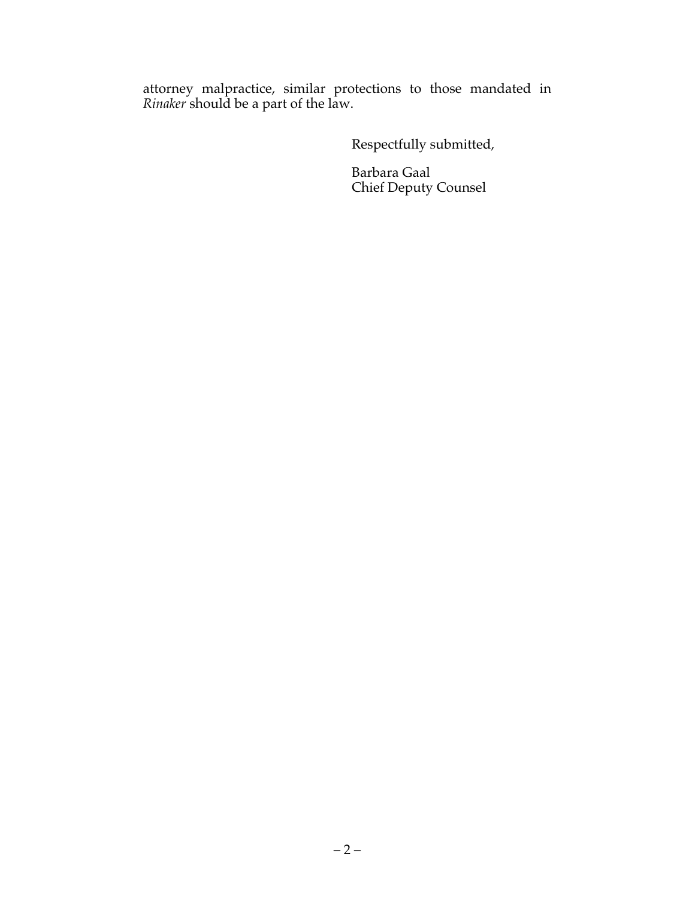attorney malpractice, similar protections to those mandated in *Rinaker* should be a part of the law.

Respectfully submitted,

Barbara Gaal
Chief Deputy Counsel